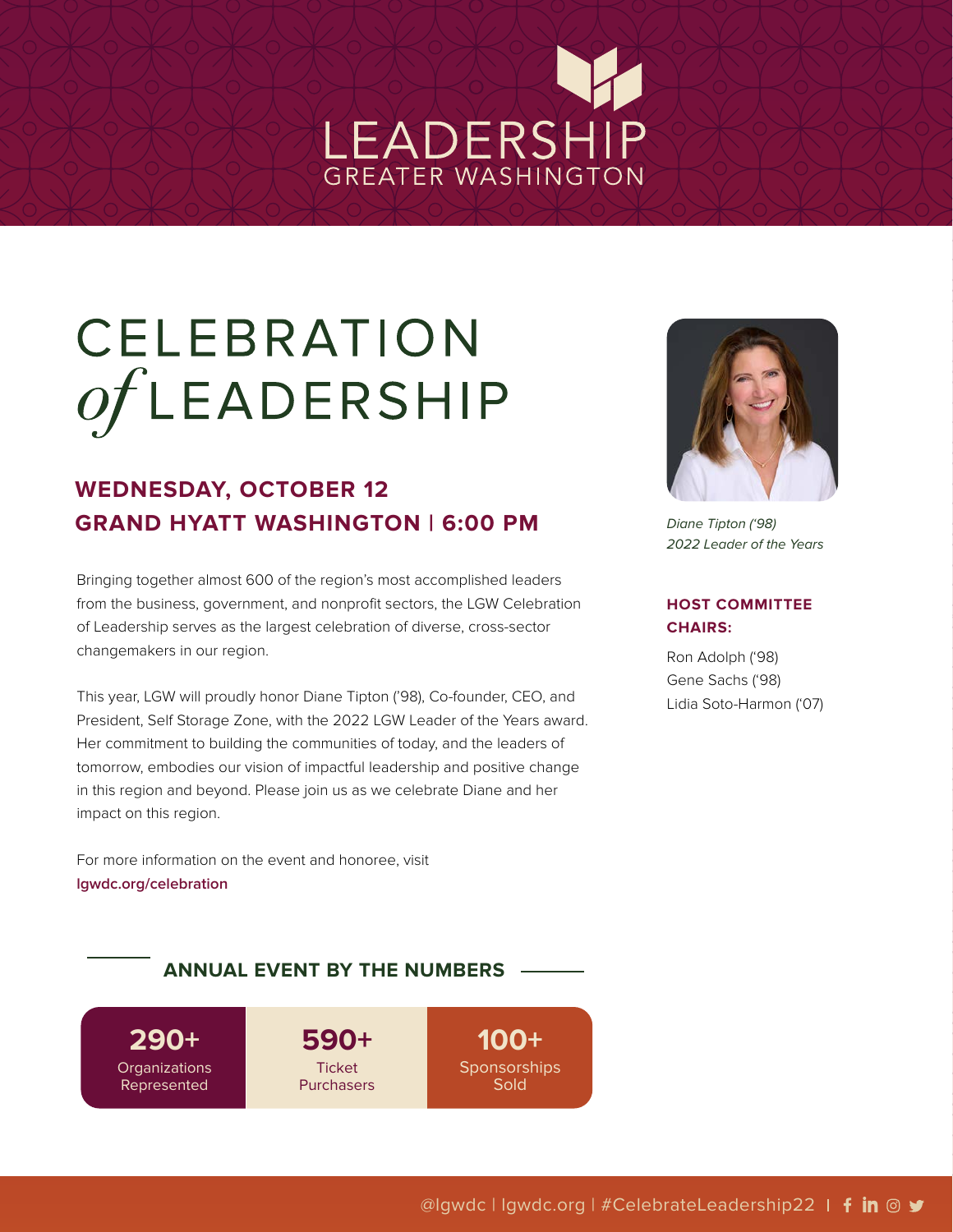LEADERSHIP
GREATER WASHINGTON

# CELEBRATION *of* LEADERSHIP

## WEDNESDAY, OCTOBER 12
## GRAND HYATT WASHINGTON | 6:00 PM

Bringing together almost 600 of the region's most accomplished leaders from the business, government, and nonprofit sectors, the LGW Celebration of Leadership serves as the largest celebration of diverse, cross-sector changemakers in our region.

This year, LGW will proudly honor Diane Tipton ('98), Co-founder, CEO, and President, Self Storage Zone, with the 2022 LGW Leader of the Years award. Her commitment to building the communities of today, and the leaders of tomorrow, embodies our vision of impactful leadership and positive change in this region and beyond. Please join us as we celebrate Diane and her impact on this region.

For more information on the event and honoree, visit
**lgwdc.org/celebration**

*Diane Tipton ('98)*
*2022 Leader of the Years*

### HOST COMMITTEE CHAIRS:

Ron Adolph ('98)
Gene Sachs ('98)
Lidia Soto-Harmon ('07)

### ANNUAL EVENT BY THE NUMBERS

| 290+ | 590+ | 100+ |
|---|---|---|
| Organizations Represented | Ticket Purchasers | Sponsorships Sold |

@lgwdc | lgwdc.org | #CelebrateLeadership22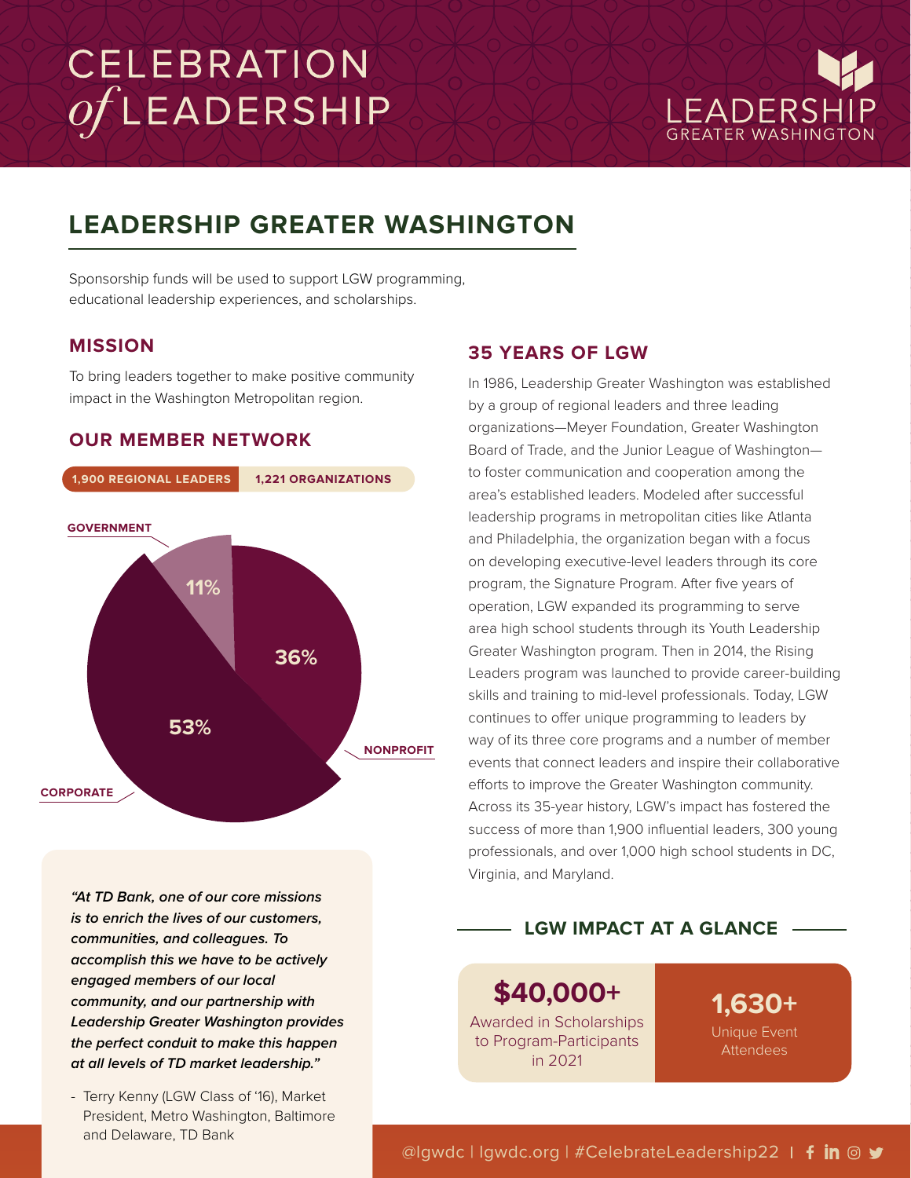# CELEBRATION *of* LEADERSHIP

LEADERSHIP GREATER WASHINGTON

## LEADERSHIP GREATER WASHINGTON

Sponsorship funds will be used to support LGW programming, educational leadership experiences, and scholarships.

### MISSION

To bring leaders together to make positive community impact in the Washington Metropolitan region.

### OUR MEMBER NETWORK

**1,900 REGIONAL LEADERS** | **1,221 ORGANIZATIONS**

- GOVERNMENT: 11%
- NONPROFIT: 36%
- CORPORATE: 53%

***"At TD Bank, one of our core missions is to enrich the lives of our customers, communities, and colleagues. To accomplish this we have to be actively engaged members of our local community, and our partnership with Leadership Greater Washington provides the perfect conduit to make this happen at all levels of TD market leadership."***

- Terry Kenny (LGW Class of '16), Market President, Metro Washington, Baltimore and Delaware, TD Bank

### 35 YEARS OF LGW

In 1986, Leadership Greater Washington was established by a group of regional leaders and three leading organizations—Meyer Foundation, Greater Washington Board of Trade, and the Junior League of Washington—to foster communication and cooperation among the area's established leaders. Modeled after successful leadership programs in metropolitan cities like Atlanta and Philadelphia, the organization began with a focus on developing executive-level leaders through its core program, the Signature Program. After five years of operation, LGW expanded its programming to serve area high school students through its Youth Leadership Greater Washington program. Then in 2014, the Rising Leaders program was launched to provide career-building skills and training to mid-level professionals. Today, LGW continues to offer unique programming to leaders by way of its three core programs and a number of member events that connect leaders and inspire their collaborative efforts to improve the Greater Washington community. Across its 35-year history, LGW's impact has fostered the success of more than 1,900 influential leaders, 300 young professionals, and over 1,000 high school students in DC, Virginia, and Maryland.

### LGW IMPACT AT A GLANCE

**$40,000+**
Awarded in Scholarships to Program-Participants in 2021

**1,630+**
Unique Event Attendees

@lgwdc | lgwdc.org | #CelebrateLeadership22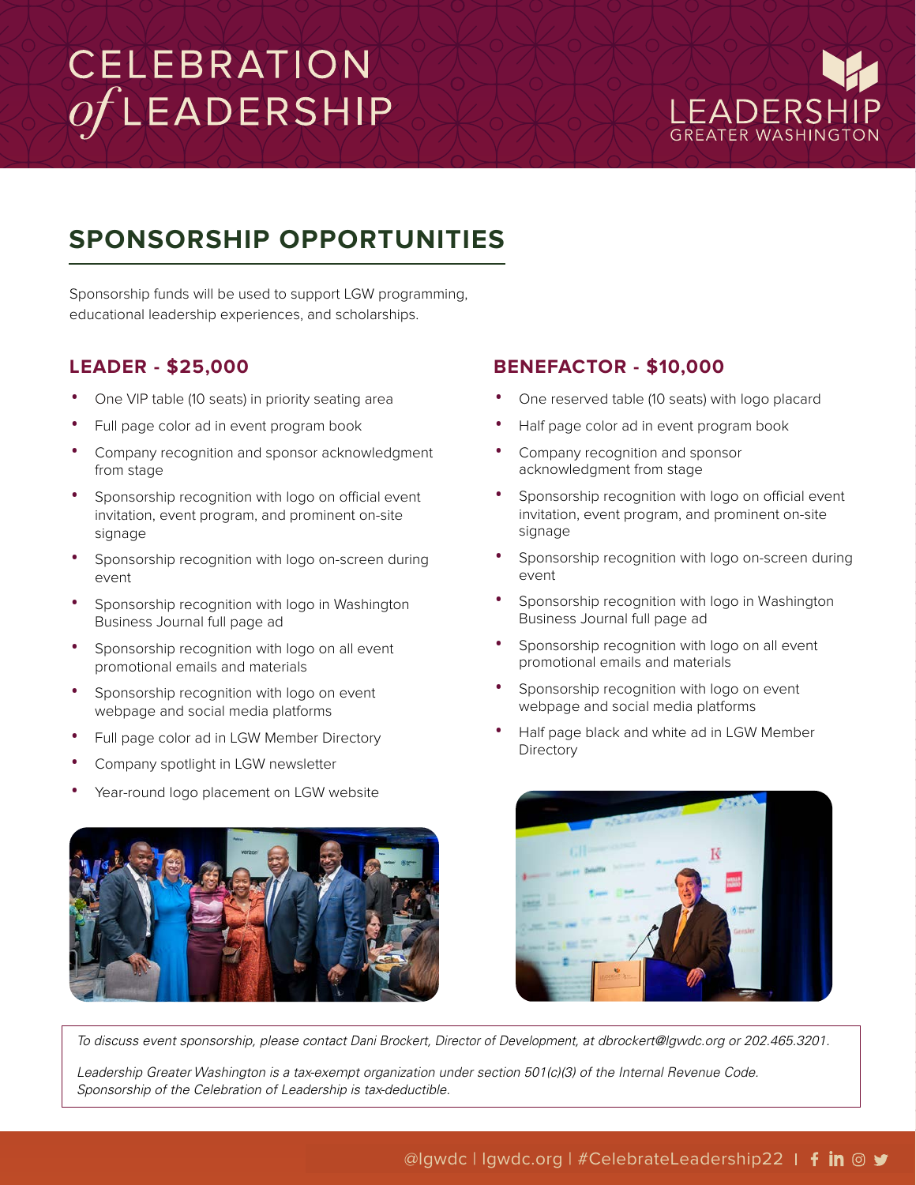# CELEBRATION *of* LEADERSHIP

LEADERSHIP GREATER WASHINGTON

## SPONSORSHIP OPPORTUNITIES

Sponsorship funds will be used to support LGW programming, educational leadership experiences, and scholarships.

### LEADER - $25,000

- One VIP table (10 seats) in priority seating area
- Full page color ad in event program book
- Company recognition and sponsor acknowledgment from stage
- Sponsorship recognition with logo on official event invitation, event program, and prominent on-site signage
- Sponsorship recognition with logo on-screen during event
- Sponsorship recognition with logo in Washington Business Journal full page ad
- Sponsorship recognition with logo on all event promotional emails and materials
- Sponsorship recognition with logo on event webpage and social media platforms
- Full page color ad in LGW Member Directory
- Company spotlight in LGW newsletter
- Year-round logo placement on LGW website

### BENEFACTOR - $10,000

- One reserved table (10 seats) with logo placard
- Half page color ad in event program book
- Company recognition and sponsor acknowledgment from stage
- Sponsorship recognition with logo on official event invitation, event program, and prominent on-site signage
- Sponsorship recognition with logo on-screen during event
- Sponsorship recognition with logo in Washington Business Journal full page ad
- Sponsorship recognition with logo on all event promotional emails and materials
- Sponsorship recognition with logo on event webpage and social media platforms
- Half page black and white ad in LGW Member Directory

*To discuss event sponsorship, please contact Dani Brockert, Director of Development, at dbrockert@lgwdc.org or 202.465.3201.*

*Leadership Greater Washington is a tax-exempt organization under section 501(c)(3) of the Internal Revenue Code. Sponsorship of the Celebration of Leadership is tax-deductible.*

@lgwdc | lgwdc.org | #CelebrateLeadership22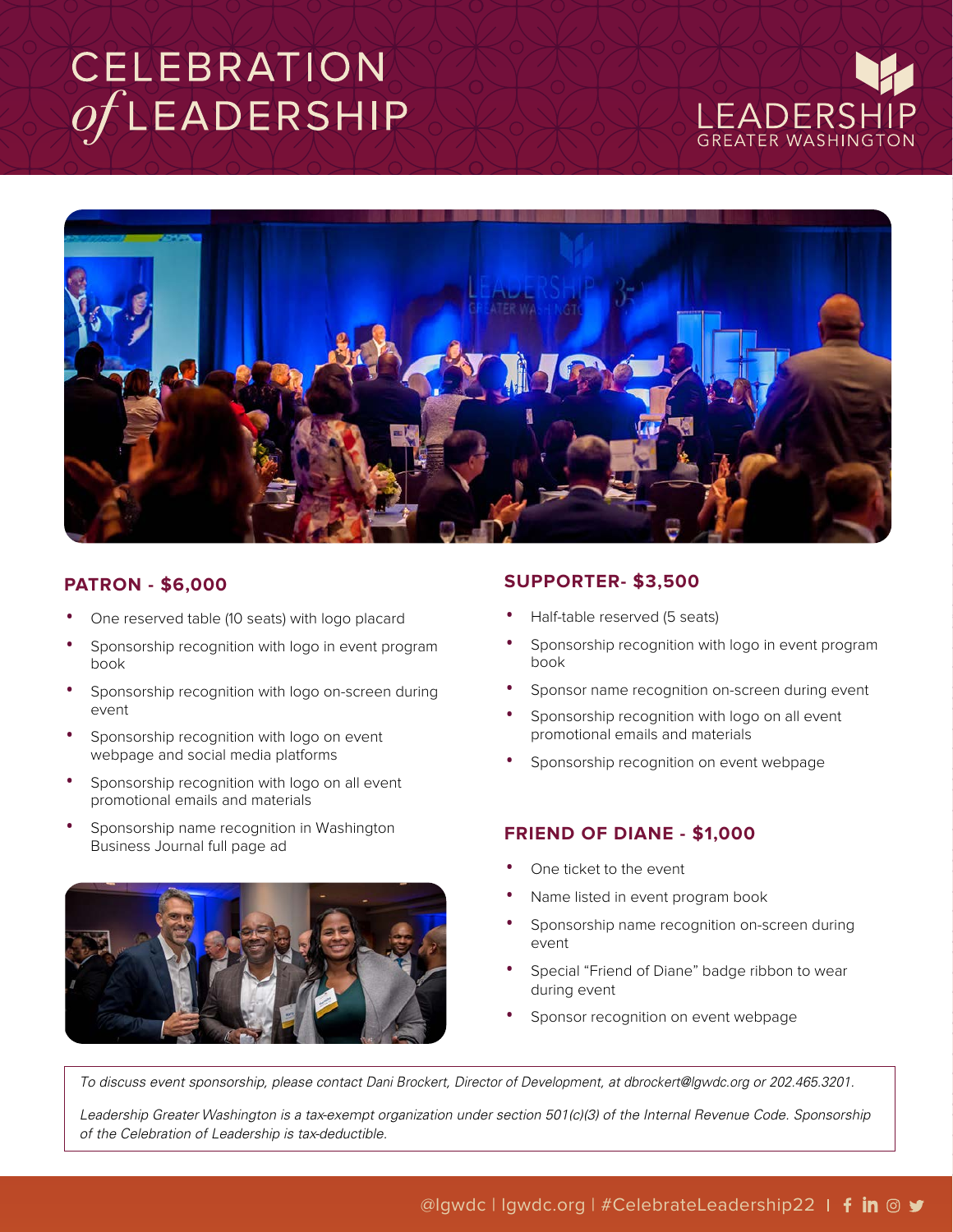# CELEBRATION *of* LEADERSHIP

LEADERSHIP GREATER WASHINGTON

## PATRON - $6,000

- One reserved table (10 seats) with logo placard
- Sponsorship recognition with logo in event program book
- Sponsorship recognition with logo on-screen during event
- Sponsorship recognition with logo on event webpage and social media platforms
- Sponsorship recognition with logo on all event promotional emails and materials
- Sponsorship name recognition in Washington Business Journal full page ad

## SUPPORTER- $3,500

- Half-table reserved (5 seats)
- Sponsorship recognition with logo in event program book
- Sponsor name recognition on-screen during event
- Sponsorship recognition with logo on all event promotional emails and materials
- Sponsorship recognition on event webpage

## FRIEND OF DIANE - $1,000

- One ticket to the event
- Name listed in event program book
- Sponsorship name recognition on-screen during event
- Special "Friend of Diane" badge ribbon to wear during event
- Sponsor recognition on event webpage

*To discuss event sponsorship, please contact Dani Brockert, Director of Development, at dbrockert@lgwdc.org or 202.465.3201.*

*Leadership Greater Washington is a tax-exempt organization under section 501(c)(3) of the Internal Revenue Code. Sponsorship of the Celebration of Leadership is tax-deductible.*

@lgwdc | lgwdc.org | #CelebrateLeadership22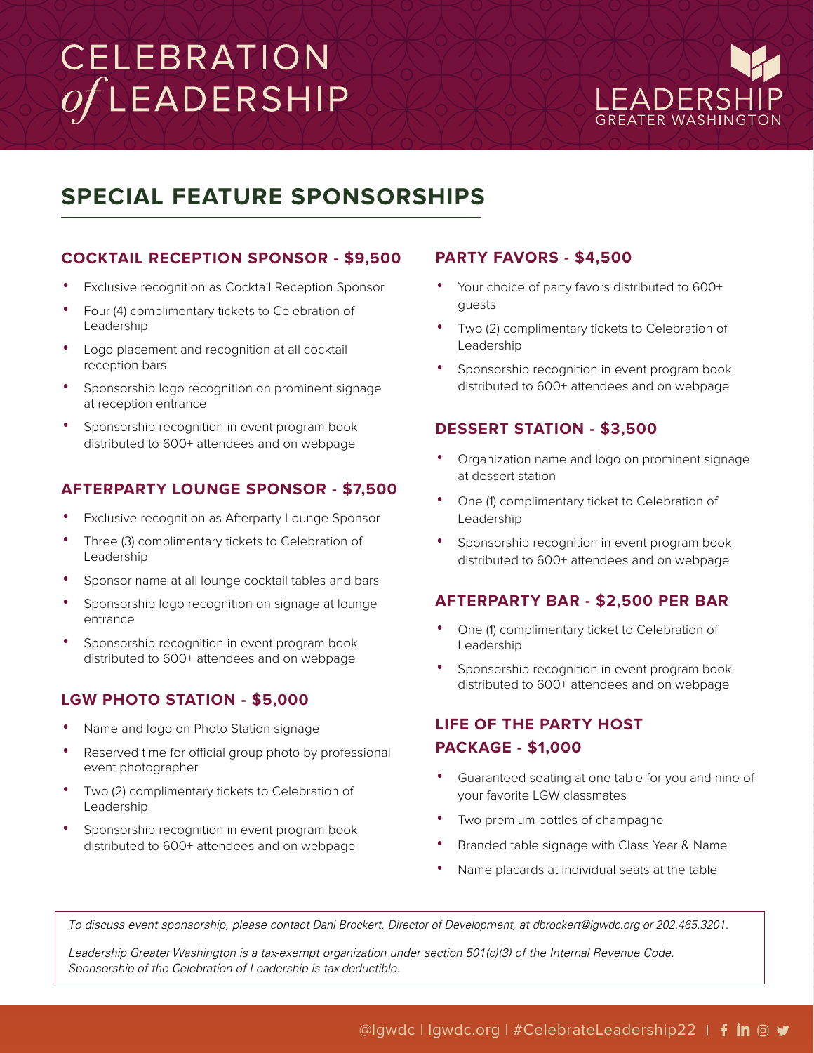# CELEBRATION *of* LEADERSHIP

LEADERSHIP GREATER WASHINGTON

## SPECIAL FEATURE SPONSORSHIPS

### COCKTAIL RECEPTION SPONSOR - $9,500

- Exclusive recognition as Cocktail Reception Sponsor
- Four (4) complimentary tickets to Celebration of Leadership
- Logo placement and recognition at all cocktail reception bars
- Sponsorship logo recognition on prominent signage at reception entrance
- Sponsorship recognition in event program book distributed to 600+ attendees and on webpage

### AFTERPARTY LOUNGE SPONSOR - $7,500

- Exclusive recognition as Afterparty Lounge Sponsor
- Three (3) complimentary tickets to Celebration of Leadership
- Sponsor name at all lounge cocktail tables and bars
- Sponsorship logo recognition on signage at lounge entrance
- Sponsorship recognition in event program book distributed to 600+ attendees and on webpage

### LGW PHOTO STATION - $5,000

- Name and logo on Photo Station signage
- Reserved time for official group photo by professional event photographer
- Two (2) complimentary tickets to Celebration of Leadership
- Sponsorship recognition in event program book distributed to 600+ attendees and on webpage

### PARTY FAVORS - $4,500

- Your choice of party favors distributed to 600+ guests
- Two (2) complimentary tickets to Celebration of Leadership
- Sponsorship recognition in event program book distributed to 600+ attendees and on webpage

### DESSERT STATION - $3,500

- Organization name and logo on prominent signage at dessert station
- One (1) complimentary ticket to Celebration of Leadership
- Sponsorship recognition in event program book distributed to 600+ attendees and on webpage

### AFTERPARTY BAR - $2,500 PER BAR

- One (1) complimentary ticket to Celebration of Leadership
- Sponsorship recognition in event program book distributed to 600+ attendees and on webpage

### LIFE OF THE PARTY HOST PACKAGE - $1,000

- Guaranteed seating at one table for you and nine of your favorite LGW classmates
- Two premium bottles of champagne
- Branded table signage with Class Year & Name
- Name placards at individual seats at the table

*To discuss event sponsorship, please contact Dani Brockert, Director of Development, at dbrockert@lgwdc.org or 202.465.3201.*

*Leadership Greater Washington is a tax-exempt organization under section 501(c)(3) of the Internal Revenue Code. Sponsorship of the Celebration of Leadership is tax-deductible.*

@lgwdc | lgwdc.org | #CelebrateLeadership22